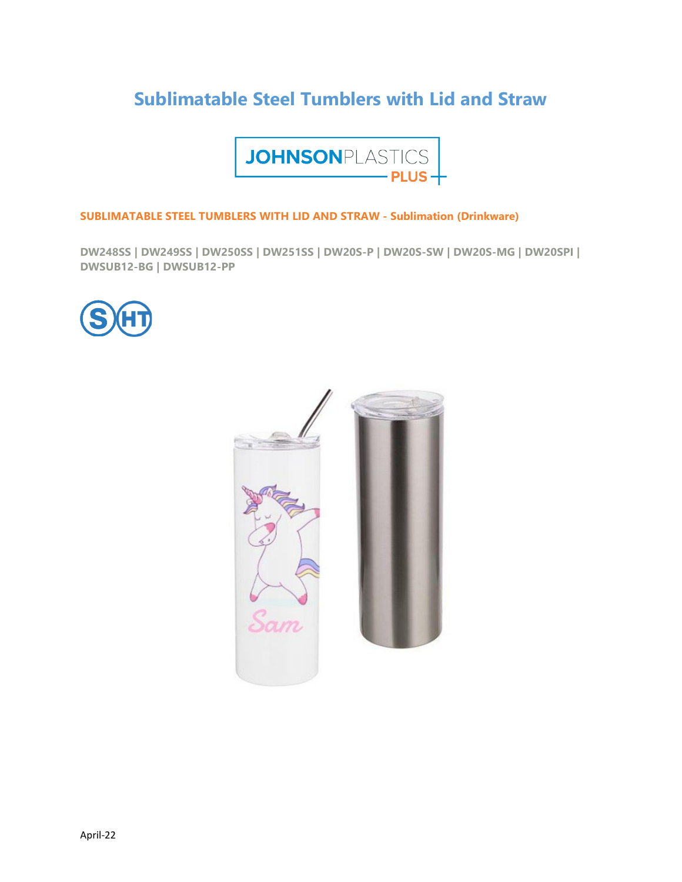# Sublimatable Steel Tumblers with Lid and Straw

JOHNSONPLASTICS PLUS

**SUBLIMATABLE STEEL TUMBLERS WITH LID AND STRAW - Sublimation (Drinkware)**

**DW248SS | DW249SS | DW250SS | DW251SS | DW20S-P | DW20S-SW | DW20S-MG | DW20SPI | DWSUB12-BG | DWSUB12-PP**

April-22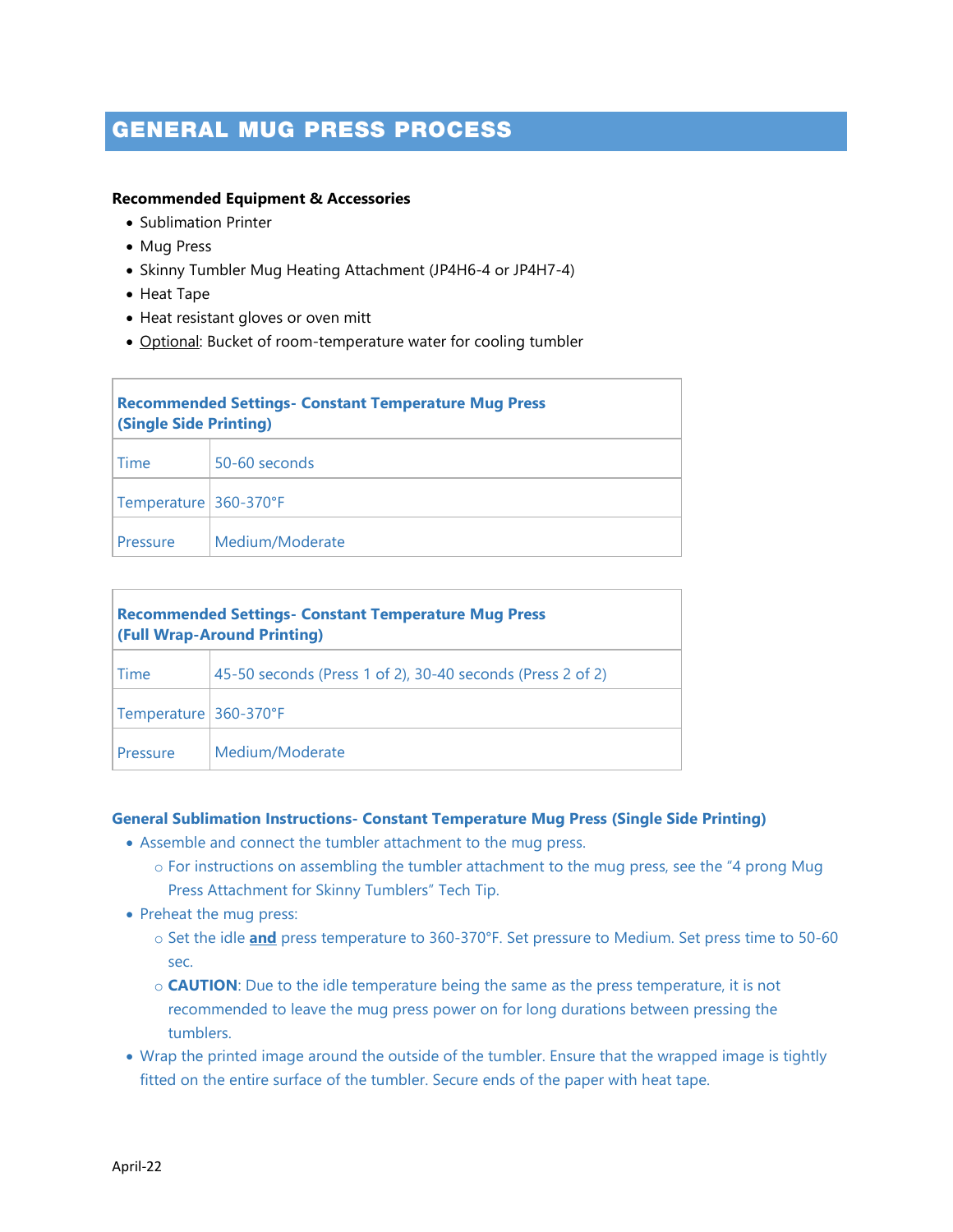# GENERAL MUG PRESS PROCESS

**Recommended Equipment & Accessories**

- Sublimation Printer
- Mug Press
- Skinny Tumbler Mug Heating Attachment (JP4H6-4 or JP4H7-4)
- Heat Tape
- Heat resistant gloves or oven mitt
- Optional: Bucket of room-temperature water for cooling tumbler

| **Recommended Settings- Constant Temperature Mug Press (Single Side Printing)** | |
|---|---|
| Time | 50-60 seconds |
| Temperature | 360-370°F |
| Pressure | Medium/Moderate |

| **Recommended Settings- Constant Temperature Mug Press (Full Wrap-Around Printing)** | |
|---|---|
| Time | 45-50 seconds (Press 1 of 2), 30-40 seconds (Press 2 of 2) |
| Temperature | 360-370°F |
| Pressure | Medium/Moderate |

**General Sublimation Instructions- Constant Temperature Mug Press (Single Side Printing)**

- Assemble and connect the tumbler attachment to the mug press.
  - For instructions on assembling the tumbler attachment to the mug press, see the "4 prong Mug Press Attachment for Skinny Tumblers" Tech Tip.
- Preheat the mug press:
  - Set the idle **and** press temperature to 360-370°F. Set pressure to Medium. Set press time to 50-60 sec.
  - **CAUTION**: Due to the idle temperature being the same as the press temperature, it is not recommended to leave the mug press power on for long durations between pressing the tumblers.
- Wrap the printed image around the outside of the tumbler. Ensure that the wrapped image is tightly fitted on the entire surface of the tumbler. Secure ends of the paper with heat tape.

April-22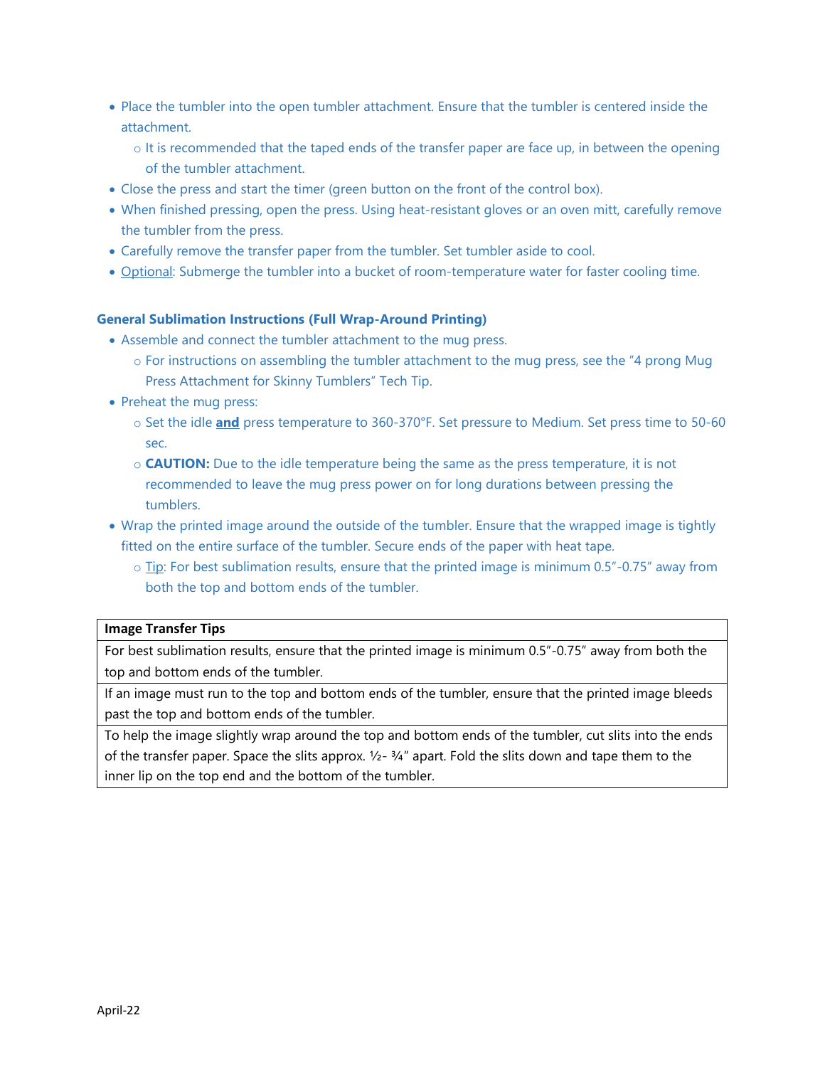- Place the tumbler into the open tumbler attachment. Ensure that the tumbler is centered inside the attachment.
  - It is recommended that the taped ends of the transfer paper are face up, in between the opening of the tumbler attachment.
- Close the press and start the timer (green button on the front of the control box).
- When finished pressing, open the press. Using heat-resistant gloves or an oven mitt, carefully remove the tumbler from the press.
- Carefully remove the transfer paper from the tumbler. Set tumbler aside to cool.
- <u>Optional</u>: Submerge the tumbler into a bucket of room-temperature water for faster cooling time.

**General Sublimation Instructions (Full Wrap-Around Printing)**

- Assemble and connect the tumbler attachment to the mug press.
  - For instructions on assembling the tumbler attachment to the mug press, see the "4 prong Mug Press Attachment for Skinny Tumblers" Tech Tip.
- Preheat the mug press:
  - Set the idle <u>**and**</u> press temperature to 360-370°F. Set pressure to Medium. Set press time to 50-60 sec.
  - **CAUTION:** Due to the idle temperature being the same as the press temperature, it is not recommended to leave the mug press power on for long durations between pressing the tumblers.
- Wrap the printed image around the outside of the tumbler. Ensure that the wrapped image is tightly fitted on the entire surface of the tumbler. Secure ends of the paper with heat tape.
  - <u>Tip</u>: For best sublimation results, ensure that the printed image is minimum 0.5"-0.75" away from both the top and bottom ends of the tumbler.

| **Image Transfer Tips** |
| --- |
| For best sublimation results, ensure that the printed image is minimum 0.5"-0.75" away from both the top and bottom ends of the tumbler. |
| If an image must run to the top and bottom ends of the tumbler, ensure that the printed image bleeds past the top and bottom ends of the tumbler. |
| To help the image slightly wrap around the top and bottom ends of the tumbler, cut slits into the ends of the transfer paper. Space the slits approx. ½- ¾" apart. Fold the slits down and tape them to the inner lip on the top end and the bottom of the tumbler. |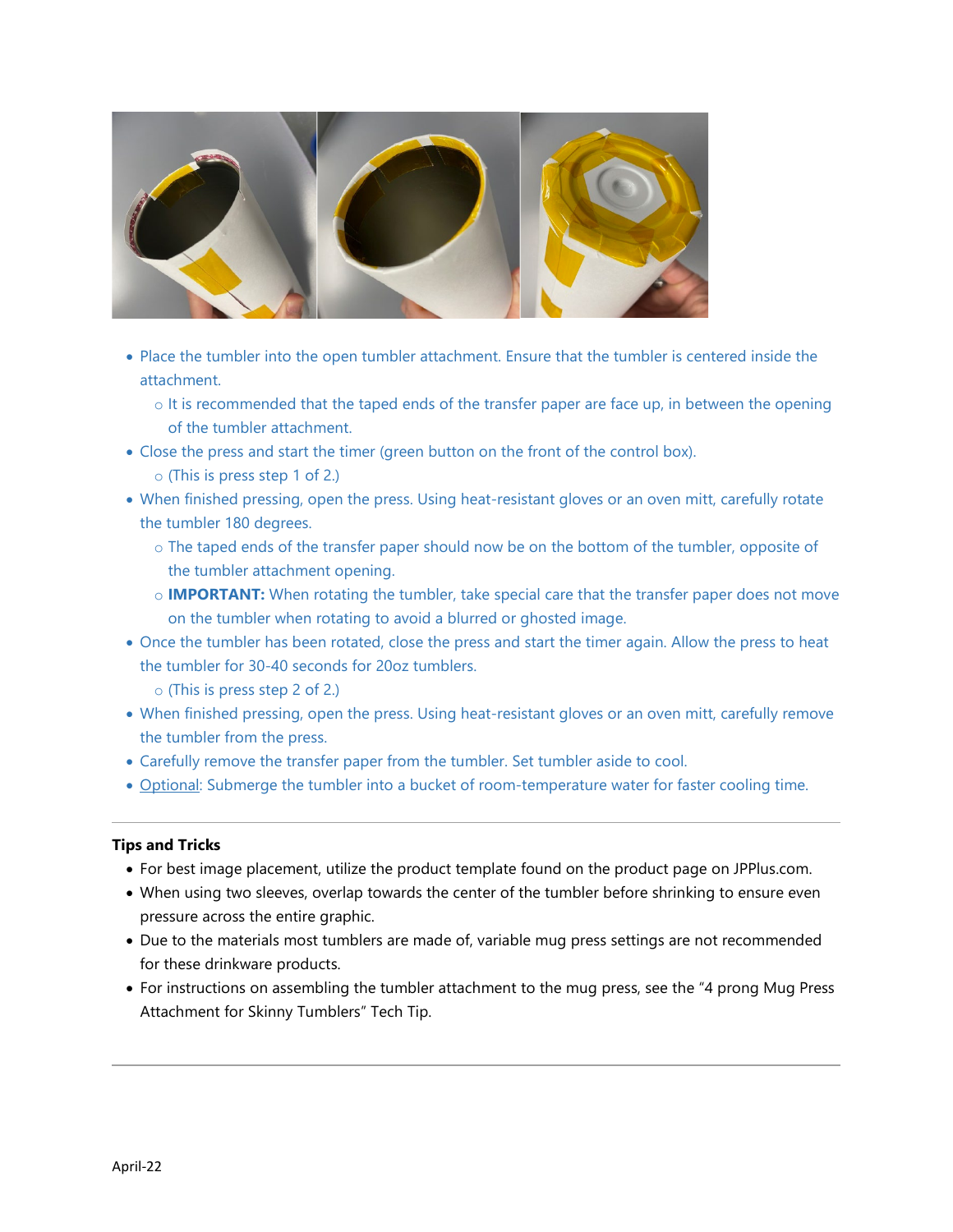- Place the tumbler into the open tumbler attachment. Ensure that the tumbler is centered inside the attachment.
  - It is recommended that the taped ends of the transfer paper are face up, in between the opening of the tumbler attachment.
- Close the press and start the timer (green button on the front of the control box).
  - (This is press step 1 of 2.)
- When finished pressing, open the press. Using heat-resistant gloves or an oven mitt, carefully rotate the tumbler 180 degrees.
  - The taped ends of the transfer paper should now be on the bottom of the tumbler, opposite of the tumbler attachment opening.
  - **IMPORTANT:** When rotating the tumbler, take special care that the transfer paper does not move on the tumbler when rotating to avoid a blurred or ghosted image.
- Once the tumbler has been rotated, close the press and start the timer again. Allow the press to heat the tumbler for 30-40 seconds for 20oz tumblers.
  - (This is press step 2 of 2.)
- When finished pressing, open the press. Using heat-resistant gloves or an oven mitt, carefully remove the tumbler from the press.
- Carefully remove the transfer paper from the tumbler. Set tumbler aside to cool.
- Optional: Submerge the tumbler into a bucket of room-temperature water for faster cooling time.

---

**Tips and Tricks**

- For best image placement, utilize the product template found on the product page on JPPlus.com.
- When using two sleeves, overlap towards the center of the tumbler before shrinking to ensure even pressure across the entire graphic.
- Due to the materials most tumblers are made of, variable mug press settings are not recommended for these drinkware products.
- For instructions on assembling the tumbler attachment to the mug press, see the "4 prong Mug Press Attachment for Skinny Tumblers" Tech Tip.

---

April-22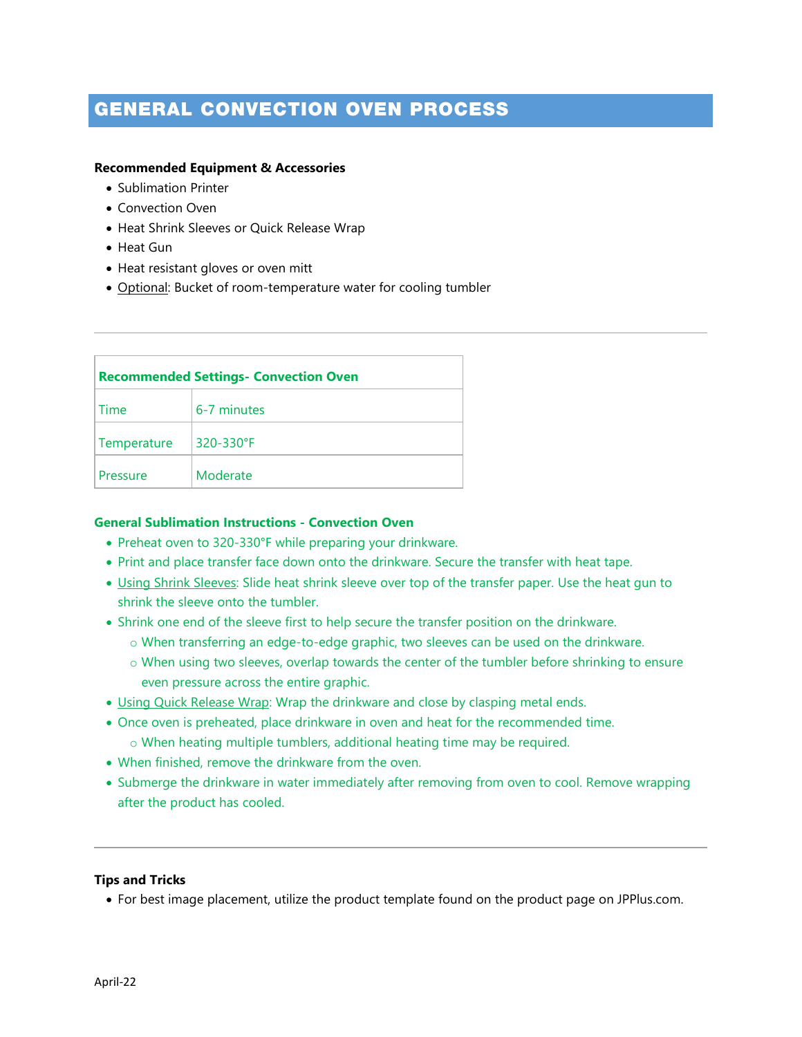# GENERAL CONVECTION OVEN PROCESS

**Recommended Equipment & Accessories**

- Sublimation Printer
- Convection Oven
- Heat Shrink Sleeves or Quick Release Wrap
- Heat Gun
- Heat resistant gloves or oven mitt
- Optional: Bucket of room-temperature water for cooling tumbler

---

| **Recommended Settings- Convection Oven** | |
|---|---|
| Time | 6-7 minutes |
| Temperature | 320-330°F |
| Pressure | Moderate |

**General Sublimation Instructions - Convection Oven**

- Preheat oven to 320-330°F while preparing your drinkware.
- Print and place transfer face down onto the drinkware. Secure the transfer with heat tape.
- Using Shrink Sleeves: Slide heat shrink sleeve over top of the transfer paper. Use the heat gun to shrink the sleeve onto the tumbler.
- Shrink one end of the sleeve first to help secure the transfer position on the drinkware.
  - When transferring an edge-to-edge graphic, two sleeves can be used on the drinkware.
  - When using two sleeves, overlap towards the center of the tumbler before shrinking to ensure even pressure across the entire graphic.
- Using Quick Release Wrap: Wrap the drinkware and close by clasping metal ends.
- Once oven is preheated, place drinkware in oven and heat for the recommended time.
  - When heating multiple tumblers, additional heating time may be required.
- When finished, remove the drinkware from the oven.
- Submerge the drinkware in water immediately after removing from oven to cool. Remove wrapping after the product has cooled.

---

**Tips and Tricks**

- For best image placement, utilize the product template found on the product page on JPPlus.com.

April-22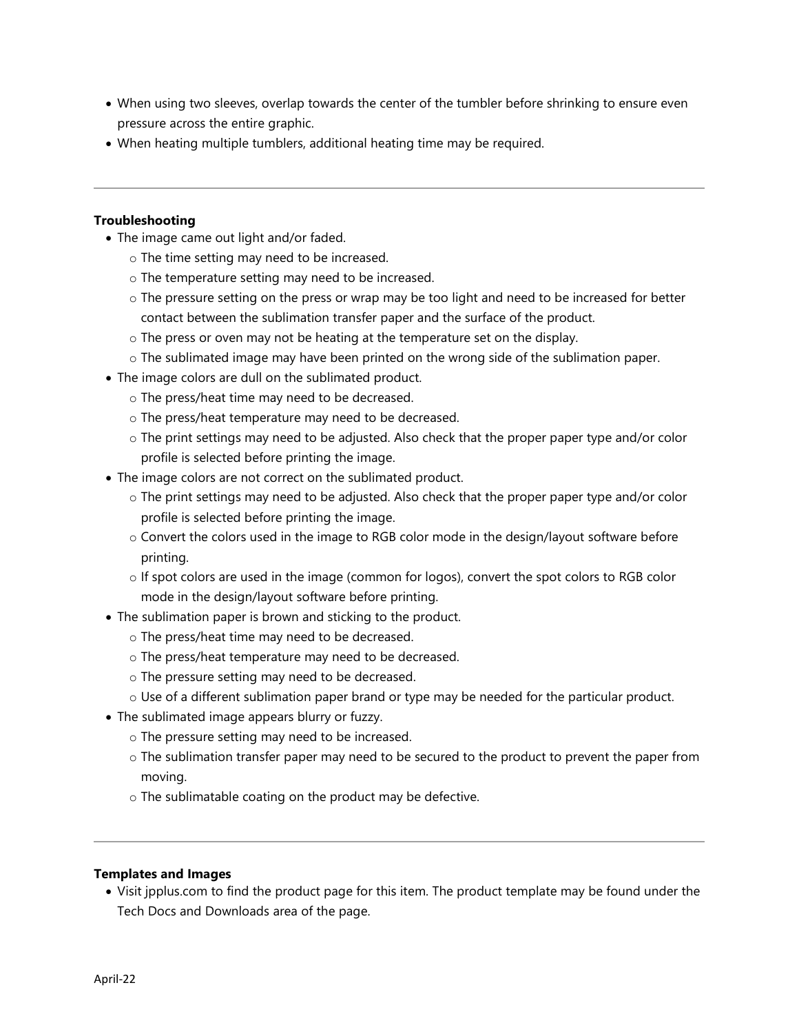- When using two sleeves, overlap towards the center of the tumbler before shrinking to ensure even pressure across the entire graphic.
- When heating multiple tumblers, additional heating time may be required.

---

**Troubleshooting**

- The image came out light and/or faded.
  - The time setting may need to be increased.
  - The temperature setting may need to be increased.
  - The pressure setting on the press or wrap may be too light and need to be increased for better contact between the sublimation transfer paper and the surface of the product.
  - The press or oven may not be heating at the temperature set on the display.
  - The sublimated image may have been printed on the wrong side of the sublimation paper.
- The image colors are dull on the sublimated product.
  - The press/heat time may need to be decreased.
  - The press/heat temperature may need to be decreased.
  - The print settings may need to be adjusted. Also check that the proper paper type and/or color profile is selected before printing the image.
- The image colors are not correct on the sublimated product.
  - The print settings may need to be adjusted. Also check that the proper paper type and/or color profile is selected before printing the image.
  - Convert the colors used in the image to RGB color mode in the design/layout software before printing.
  - If spot colors are used in the image (common for logos), convert the spot colors to RGB color mode in the design/layout software before printing.
- The sublimation paper is brown and sticking to the product.
  - The press/heat time may need to be decreased.
  - The press/heat temperature may need to be decreased.
  - The pressure setting may need to be decreased.
  - Use of a different sublimation paper brand or type may be needed for the particular product.
- The sublimated image appears blurry or fuzzy.
  - The pressure setting may need to be increased.
  - The sublimation transfer paper may need to be secured to the product to prevent the paper from moving.
  - The sublimatable coating on the product may be defective.

---

**Templates and Images**

- Visit jpplus.com to find the product page for this item. The product template may be found under the Tech Docs and Downloads area of the page.

April-22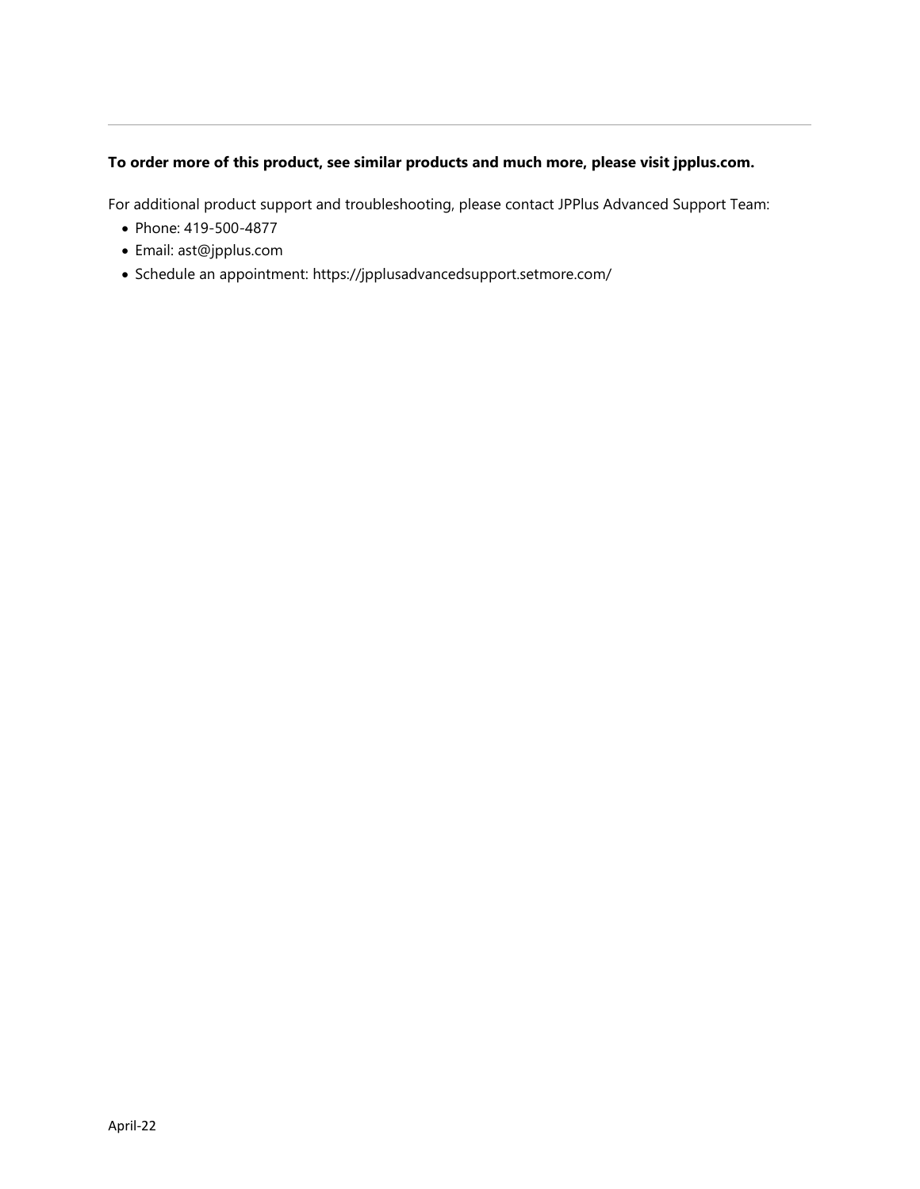---

**To order more of this product, see similar products and much more, please visit jpplus.com.**

For additional product support and troubleshooting, please contact JPPlus Advanced Support Team:

- Phone: 419-500-4877
- Email: ast@jpplus.com
- Schedule an appointment: https://jpplusadvancedsupport.setmore.com/

April-22